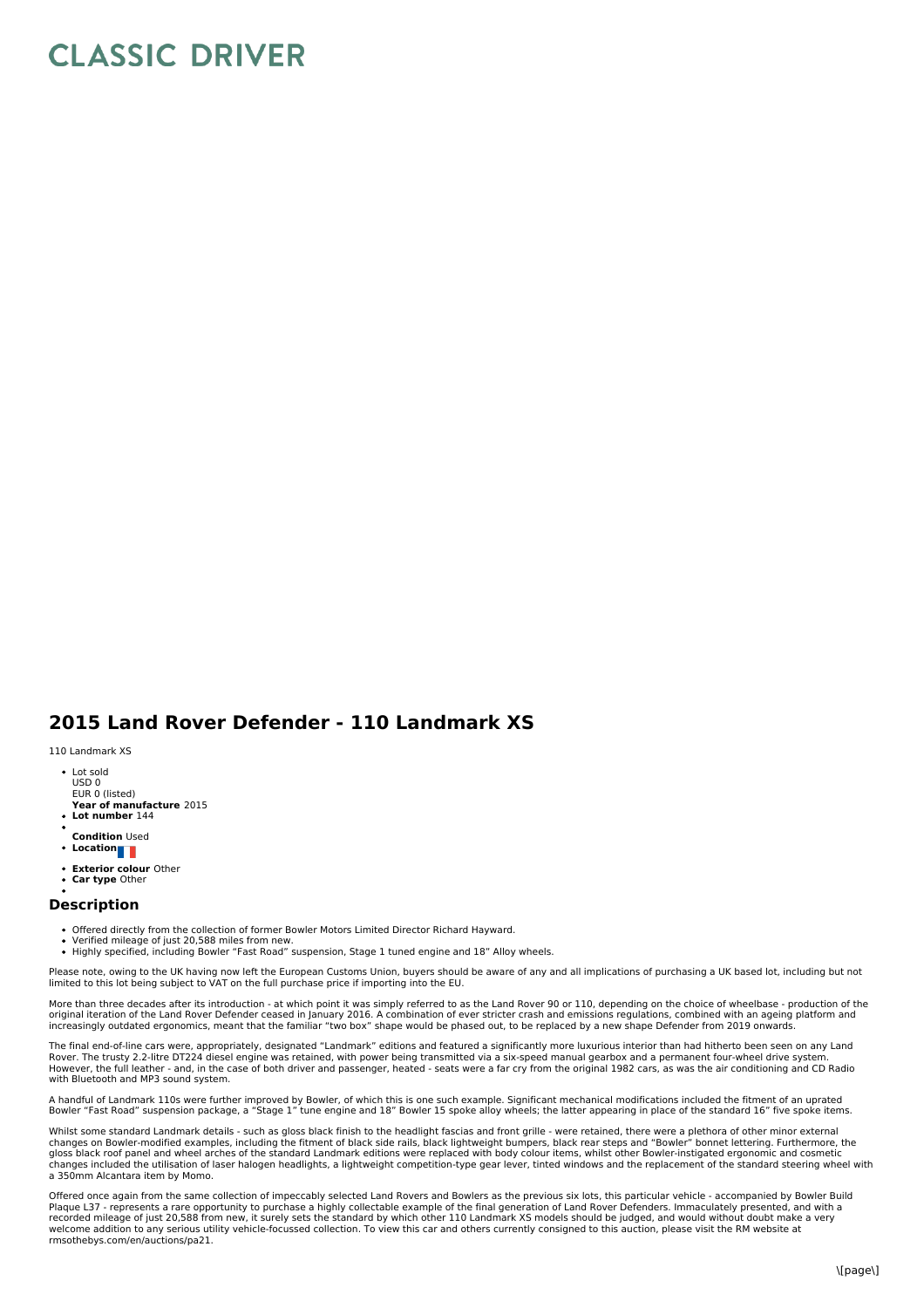# CLASSIC DRIVER

## 2015 Land Rover Defender - 110 Landmark XS

110 Landmark XS

- Lot sold
  USD 0
  EUR 0 (listed)
  **Year of manufacture** 2015
- **Lot number** 144
- 
  **Condition** Used
- **Location**
- **Exterior colour** Other
- **Car type** Other
- 

### Description

- Offered directly from the collection of former Bowler Motors Limited Director Richard Hayward.
- Verified mileage of just 20,588 miles from new.
- Highly specified, including Bowler "Fast Road" suspension, Stage 1 tuned engine and 18" Alloy wheels.

Please note, owing to the UK having now left the European Customs Union, buyers should be aware of any and all implications of purchasing a UK based lot, including but not limited to this lot being subject to VAT on the full purchase price if importing into the EU.

More than three decades after its introduction - at which point it was simply referred to as the Land Rover 90 or 110, depending on the choice of wheelbase - production of the original iteration of the Land Rover Defender ceased in January 2016. A combination of ever stricter crash and emissions regulations, combined with an ageing platform and increasingly outdated ergonomics, meant that the familiar "two box" shape would be phased out, to be replaced by a new shape Defender from 2019 onwards.

The final end-of-line cars were, appropriately, designated "Landmark" editions and featured a significantly more luxurious interior than had hitherto been seen on any Land Rover. The trusty 2.2-litre DT224 diesel engine was retained, with power being transmitted via a six-speed manual gearbox and a permanent four-wheel drive system. However, the full leather - and, in the case of both driver and passenger, heated - seats were a far cry from the original 1982 cars, as was the air conditioning and CD Radio with Bluetooth and MP3 sound system.

A handful of Landmark 110s were further improved by Bowler, of which this is one such example. Significant mechanical modifications included the fitment of an uprated Bowler "Fast Road" suspension package, a "Stage 1" tune engine and 18" Bowler 15 spoke alloy wheels; the latter appearing in place of the standard 16" five spoke items.

Whilst some standard Landmark details - such as gloss black finish to the headlight fascias and front grille - were retained, there were a plethora of other minor external changes on Bowler-modified examples, including the fitment of black side rails, black lightweight bumpers, black rear steps and "Bowler" bonnet lettering. Furthermore, the gloss black roof panel and wheel arches of the standard Landmark editions were replaced with body colour items, whilst other Bowler-instigated ergonomic and cosmetic changes included the utilisation of laser halogen headlights, a lightweight competition-type gear lever, tinted windows and the replacement of the standard steering wheel with a 350mm Alcantara item by Momo.

Offered once again from the same collection of impeccably selected Land Rovers and Bowlers as the previous six lots, this particular vehicle - accompanied by Bowler Build Plaque L37 - represents a rare opportunity to purchase a highly collectable example of the final generation of Land Rover Defenders. Immaculately presented, and with a recorded mileage of just 20,588 from new, it surely sets the standard by which other 110 Landmark XS models should be judged, and would without doubt make a very welcome addition to any serious utility vehicle-focussed collection. To view this car and others currently consigned to this auction, please visit the RM website at rmsothebys.com/en/auctions/pa21.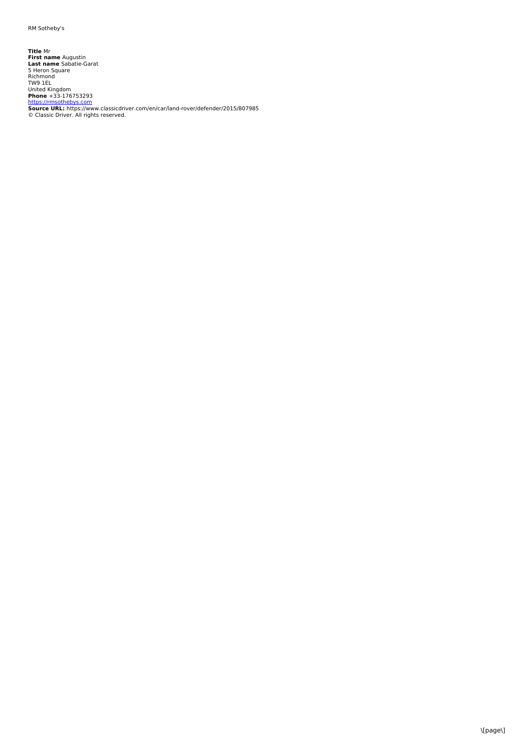RM Sotheby's

**Title** Mr
**First name** Augustin
**Last name** Sabatie-Garat
5 Heron Square
Richmond
TW9 1EL
United Kingdom
**Phone** +33-176753293
[https://rmsothebys.com](https://rmsothebys.com)
**Source URL:** https://www.classicdriver.com/en/car/land-rover/defender/2015/807985
© Classic Driver. All rights reserved.